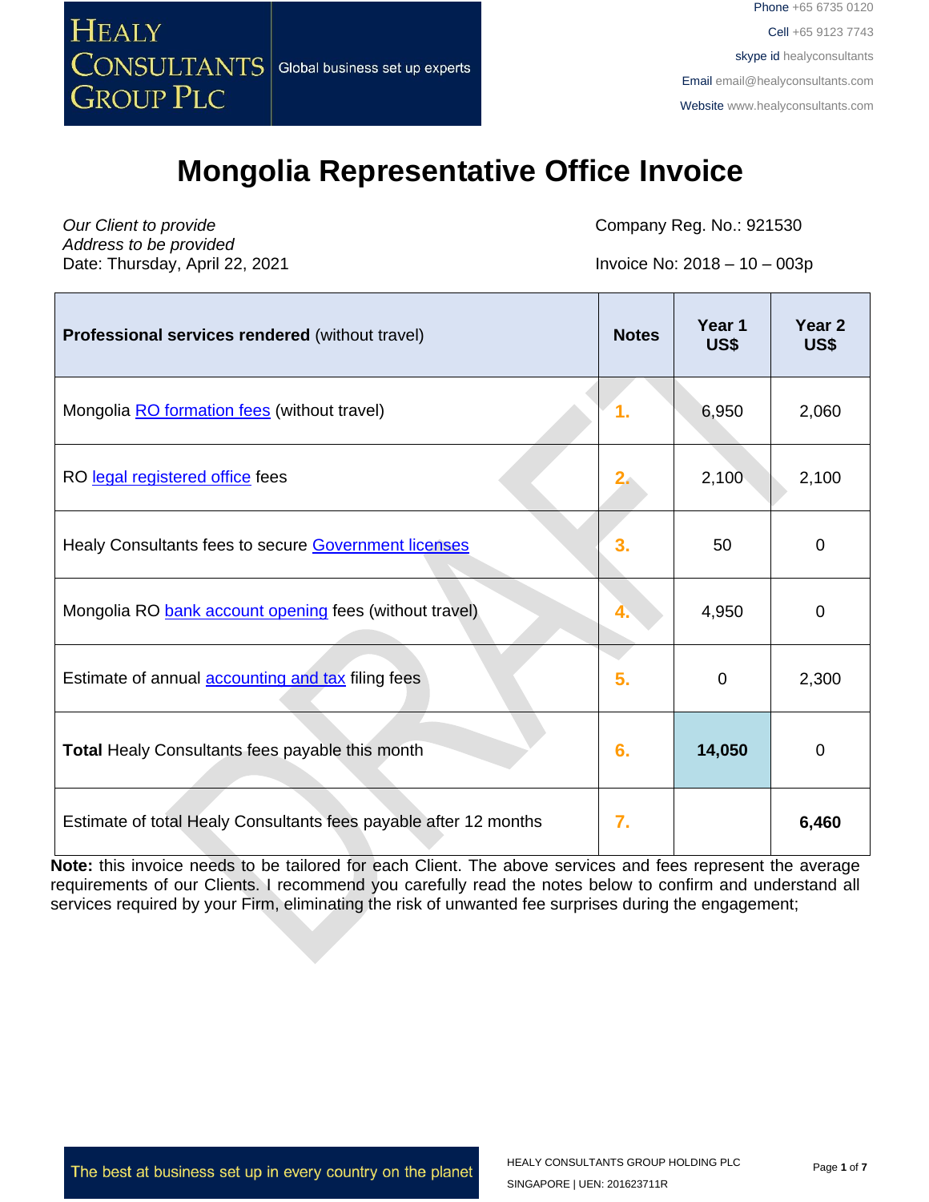Healy Consultants Group PLC — Global business set up experts

Phone +65 6735 0120
Cell +65 9123 7743
skype id healyconsultants
Email email@healyconsultants.com
Website www.healyconsultants.com

# Mongolia Representative Office Invoice

*Our Client to provide*
*Address to be provided*
Date: Thursday, April 22, 2021

Company Reg. No.: 921530

Invoice No: 2018 – 10 – 003p

| **Professional services rendered** (without travel) | **Notes** | **Year 1 US$** | **Year 2 US$** |
|---|---|---|---|
| Mongolia RO formation fees (without travel) | 1. | 6,950 | 2,060 |
| RO legal registered office fees | 2. | 2,100 | 2,100 |
| Healy Consultants fees to secure Government licenses | 3. | 50 | 0 |
| Mongolia RO bank account opening fees (without travel) | 4. | 4,950 | 0 |
| Estimate of annual accounting and tax filing fees | 5. | 0 | 2,300 |
| **Total** Healy Consultants fees payable this month | 6. | **14,050** | 0 |
| Estimate of total Healy Consultants fees payable after 12 months | 7. | | **6,460** |

**Note:** this invoice needs to be tailored for each Client. The above services and fees represent the average requirements of our Clients. I recommend you carefully read the notes below to confirm and understand all services required by your Firm, eliminating the risk of unwanted fee surprises during the engagement;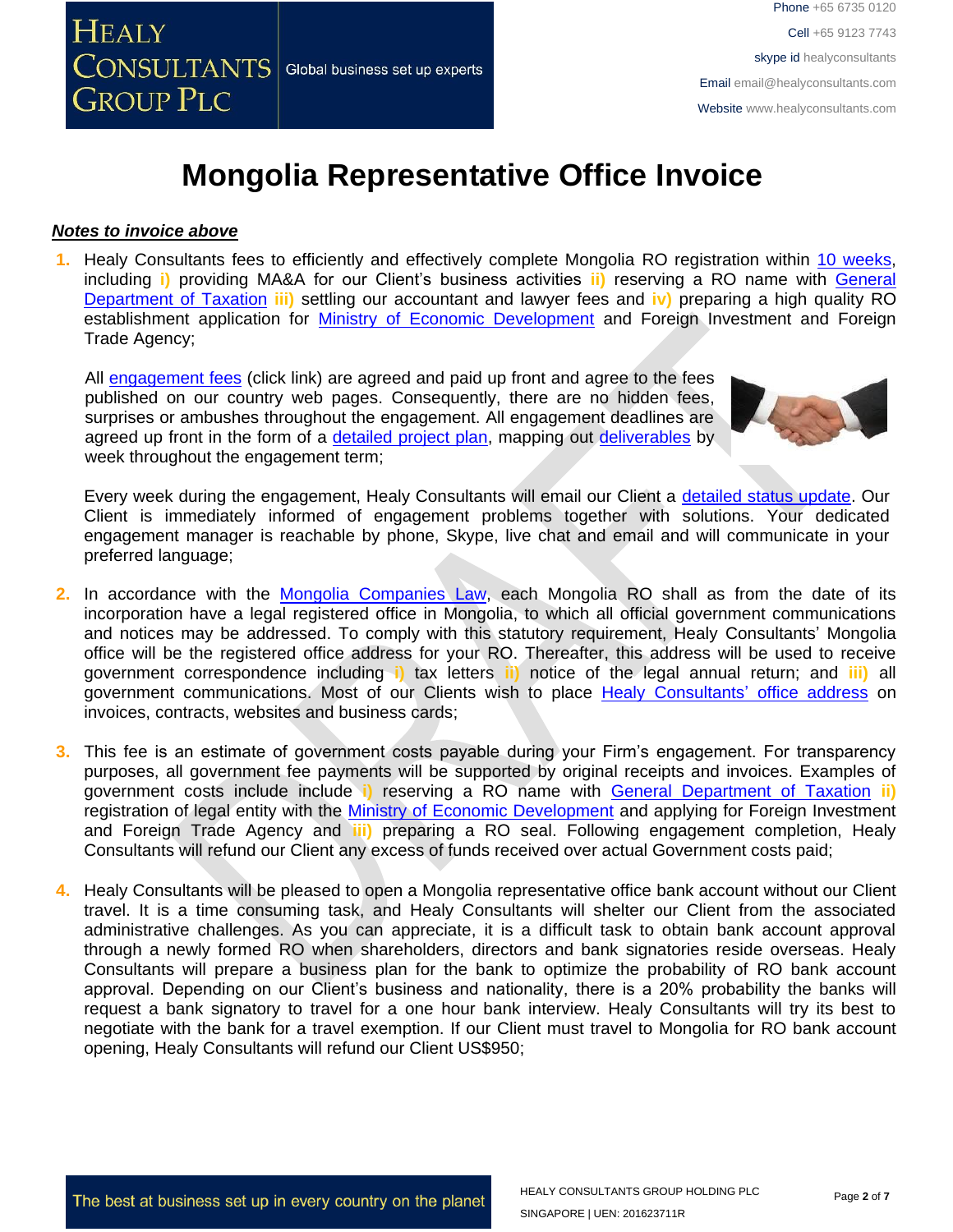# Mongolia Representative Office Invoice

***Notes to invoice above***

1. Healy Consultants fees to efficiently and effectively complete Mongolia RO registration within 10 weeks, including **i)** providing MA&A for our Client's business activities **ii)** reserving a RO name with General Department of Taxation **iii)** settling our accountant and lawyer fees and **iv)** preparing a high quality RO establishment application for Ministry of Economic Development and Foreign Investment and Foreign Trade Agency;

   All engagement fees (click link) are agreed and paid up front and agree to the fees published on our country web pages. Consequently, there are no hidden fees, surprises or ambushes throughout the engagement. All engagement deadlines are agreed up front in the form of a detailed project plan, mapping out deliverables by week throughout the engagement term;

   Every week during the engagement, Healy Consultants will email our Client a detailed status update. Our Client is immediately informed of engagement problems together with solutions. Your dedicated engagement manager is reachable by phone, Skype, live chat and email and will communicate in your preferred language;

2. In accordance with the Mongolia Companies Law, each Mongolia RO shall as from the date of its incorporation have a legal registered office in Mongolia, to which all official government communications and notices may be addressed. To comply with this statutory requirement, Healy Consultants' Mongolia office will be the registered office address for your RO. Thereafter, this address will be used to receive government correspondence including **i)** tax letters **ii)** notice of the legal annual return; and **iii)** all government communications. Most of our Clients wish to place Healy Consultants' office address on invoices, contracts, websites and business cards;

3. This fee is an estimate of government costs payable during your Firm's engagement. For transparency purposes, all government fee payments will be supported by original receipts and invoices. Examples of government costs include include **i)** reserving a RO name with General Department of Taxation **ii)** registration of legal entity with the Ministry of Economic Development and applying for Foreign Investment and Foreign Trade Agency and **iii)** preparing a RO seal. Following engagement completion, Healy Consultants will refund our Client any excess of funds received over actual Government costs paid;

4. Healy Consultants will be pleased to open a Mongolia representative office bank account without our Client travel. It is a time consuming task, and Healy Consultants will shelter our Client from the associated administrative challenges. As you can appreciate, it is a difficult task to obtain bank account approval through a newly formed RO when shareholders, directors and bank signatories reside overseas. Healy Consultants will prepare a business plan for the bank to optimize the probability of RO bank account approval. Depending on our Client's business and nationality, there is a 20% probability the banks will request a bank signatory to travel for a one hour bank interview. Healy Consultants will try its best to negotiate with the bank for a travel exemption. If our Client must travel to Mongolia for RO bank account opening, Healy Consultants will refund our Client US$950;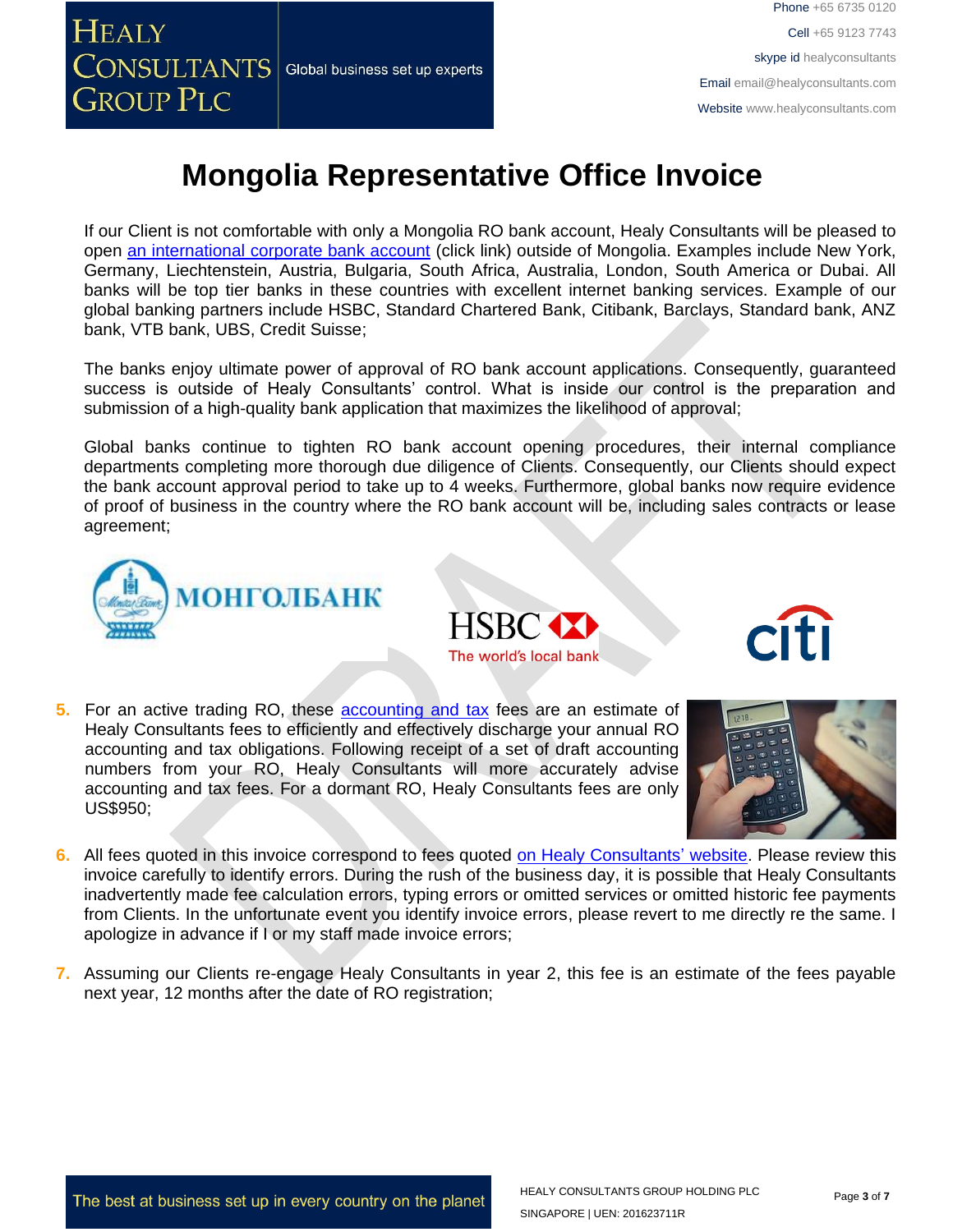# Mongolia Representative Office Invoice

If our Client is not comfortable with only a Mongolia RO bank account, Healy Consultants will be pleased to open an international corporate bank account (click link) outside of Mongolia. Examples include New York, Germany, Liechtenstein, Austria, Bulgaria, South Africa, Australia, London, South America or Dubai. All banks will be top tier banks in these countries with excellent internet banking services. Example of our global banking partners include HSBC, Standard Chartered Bank, Citibank, Barclays, Standard bank, ANZ bank, VTB bank, UBS, Credit Suisse;

The banks enjoy ultimate power of approval of RO bank account applications. Consequently, guaranteed success is outside of Healy Consultants' control. What is inside our control is the preparation and submission of a high-quality bank application that maximizes the likelihood of approval;

Global banks continue to tighten RO bank account opening procedures, their internal compliance departments completing more thorough due diligence of Clients. Consequently, our Clients should expect the bank account approval period to take up to 4 weeks. Furthermore, global banks now require evidence of proof of business in the country where the RO bank account will be, including sales contracts or lease agreement;

5. For an active trading RO, these accounting and tax fees are an estimate of Healy Consultants fees to efficiently and effectively discharge your annual RO accounting and tax obligations. Following receipt of a set of draft accounting numbers from your RO, Healy Consultants will more accurately advise accounting and tax fees. For a dormant RO, Healy Consultants fees are only US$950;

6. All fees quoted in this invoice correspond to fees quoted on Healy Consultants' website. Please review this invoice carefully to identify errors. During the rush of the business day, it is possible that Healy Consultants inadvertently made fee calculation errors, typing errors or omitted services or omitted historic fee payments from Clients. In the unfortunate event you identify invoice errors, please revert to me directly re the same. I apologize in advance if I or my staff made invoice errors;

7. Assuming our Clients re-engage Healy Consultants in year 2, this fee is an estimate of the fees payable next year, 12 months after the date of RO registration;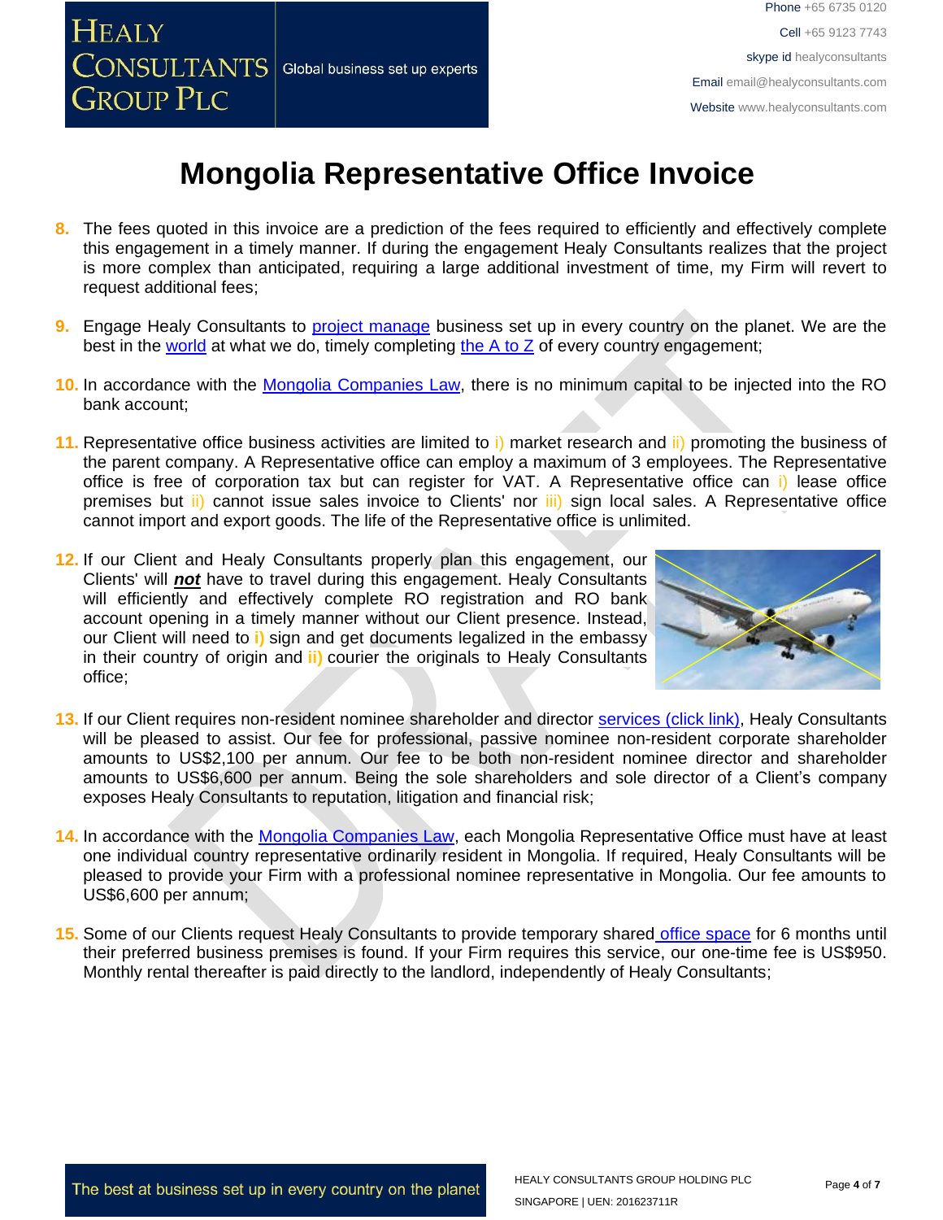# Mongolia Representative Office Invoice

8. The fees quoted in this invoice are a prediction of the fees required to efficiently and effectively complete this engagement in a timely manner. If during the engagement Healy Consultants realizes that the project is more complex than anticipated, requiring a large additional investment of time, my Firm will revert to request additional fees;

9. Engage Healy Consultants to project manage business set up in every country on the planet. We are the best in the world at what we do, timely completing the A to Z of every country engagement;

10. In accordance with the Mongolia Companies Law, there is no minimum capital to be injected into the RO bank account;

11. Representative office business activities are limited to i) market research and ii) promoting the business of the parent company. A Representative office can employ a maximum of 3 employees. The Representative office is free of corporation tax but can register for VAT. A Representative office can i) lease office premises but ii) cannot issue sales invoice to Clients' nor iii) sign local sales. A Representative office cannot import and export goods. The life of the Representative office is unlimited.

12. If our Client and Healy Consultants properly plan this engagement, our Clients' will ***not*** have to travel during this engagement. Healy Consultants will efficiently and effectively complete RO registration and RO bank account opening in a timely manner without our Client presence. Instead, our Client will need to **i)** sign and get documents legalized in the embassy in their country of origin and **ii)** courier the originals to Healy Consultants office;

13. If our Client requires non-resident nominee shareholder and director services (click link), Healy Consultants will be pleased to assist. Our fee for professional, passive nominee non-resident corporate shareholder amounts to US$2,100 per annum. Our fee to be both non-resident nominee director and shareholder amounts to US$6,600 per annum. Being the sole shareholders and sole director of a Client's company exposes Healy Consultants to reputation, litigation and financial risk;

14. In accordance with the Mongolia Companies Law, each Mongolia Representative Office must have at least one individual country representative ordinarily resident in Mongolia. If required, Healy Consultants will be pleased to provide your Firm with a professional nominee representative in Mongolia. Our fee amounts to US$6,600 per annum;

15. Some of our Clients request Healy Consultants to provide temporary shared office space for 6 months until their preferred business premises is found. If your Firm requires this service, our one-time fee is US$950. Monthly rental thereafter is paid directly to the landlord, independently of Healy Consultants;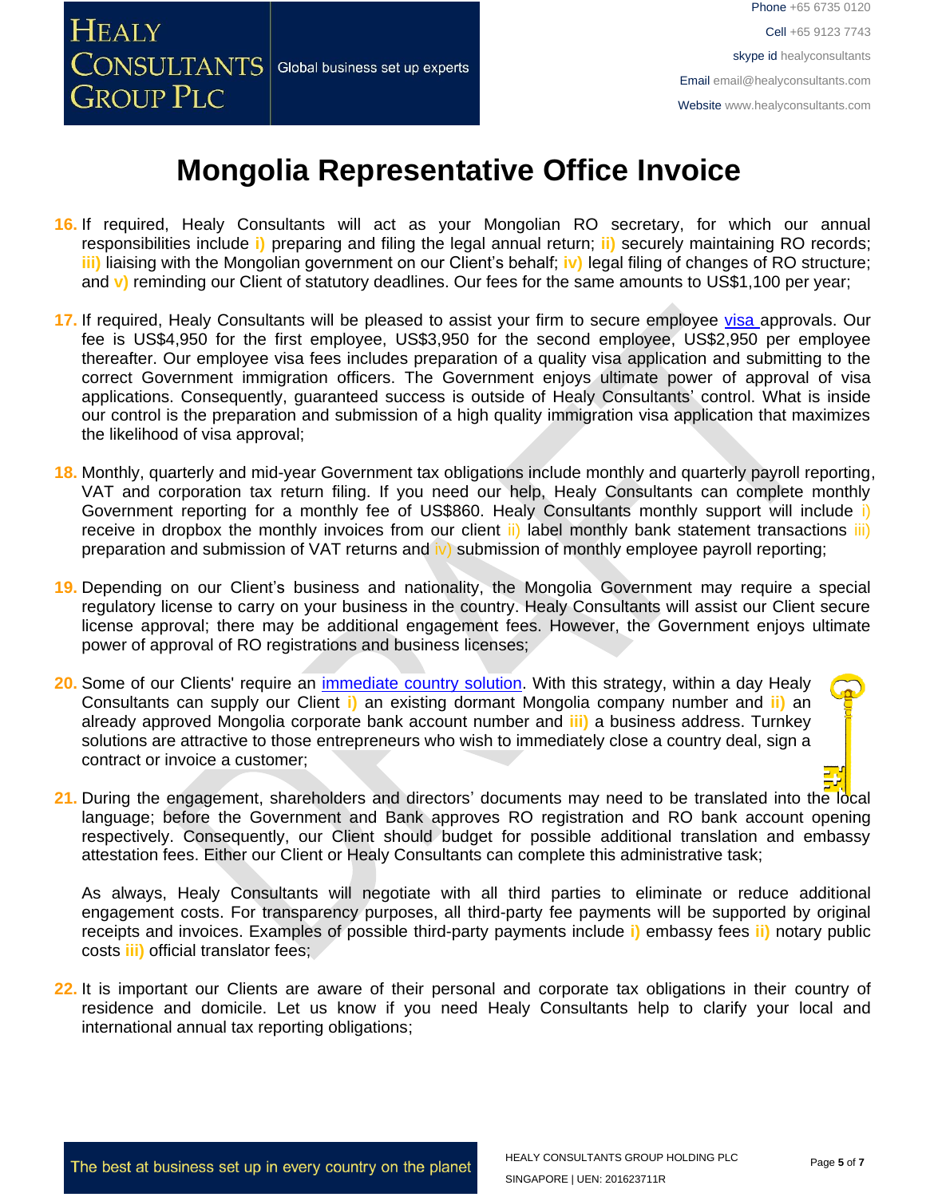# Mongolia Representative Office Invoice

16. If required, Healy Consultants will act as your Mongolian RO secretary, for which our annual responsibilities include i) preparing and filing the legal annual return; ii) securely maintaining RO records; iii) liaising with the Mongolian government on our Client's behalf; iv) legal filing of changes of RO structure; and v) reminding our Client of statutory deadlines. Our fees for the same amounts to US$1,100 per year;

17. If required, Healy Consultants will be pleased to assist your firm to secure employee visa approvals. Our fee is US$4,950 for the first employee, US$3,950 for the second employee, US$2,950 per employee thereafter. Our employee visa fees includes preparation of a quality visa application and submitting to the correct Government immigration officers. The Government enjoys ultimate power of approval of visa applications. Consequently, guaranteed success is outside of Healy Consultants' control. What is inside our control is the preparation and submission of a high quality immigration visa application that maximizes the likelihood of visa approval;

18. Monthly, quarterly and mid-year Government tax obligations include monthly and quarterly payroll reporting, VAT and corporation tax return filing. If you need our help, Healy Consultants can complete monthly Government reporting for a monthly fee of US$860. Healy Consultants monthly support will include i) receive in dropbox the monthly invoices from our client ii) label monthly bank statement transactions iii) preparation and submission of VAT returns and iv) submission of monthly employee payroll reporting;

19. Depending on our Client's business and nationality, the Mongolia Government may require a special regulatory license to carry on your business in the country. Healy Consultants will assist our Client secure license approval; there may be additional engagement fees. However, the Government enjoys ultimate power of approval of RO registrations and business licenses;

20. Some of our Clients' require an immediate country solution. With this strategy, within a day Healy Consultants can supply our Client i) an existing dormant Mongolia company number and ii) an already approved Mongolia corporate bank account number and iii) a business address. Turnkey solutions are attractive to those entrepreneurs who wish to immediately close a country deal, sign a contract or invoice a customer;

21. During the engagement, shareholders and directors' documents may need to be translated into the local language; before the Government and Bank approves RO registration and RO bank account opening respectively. Consequently, our Client should budget for possible additional translation and embassy attestation fees. Either our Client or Healy Consultants can complete this administrative task;

    As always, Healy Consultants will negotiate with all third parties to eliminate or reduce additional engagement costs. For transparency purposes, all third-party fee payments will be supported by original receipts and invoices. Examples of possible third-party payments include i) embassy fees ii) notary public costs iii) official translator fees;

22. It is important our Clients are aware of their personal and corporate tax obligations in their country of residence and domicile. Let us know if you need Healy Consultants help to clarify your local and international annual tax reporting obligations;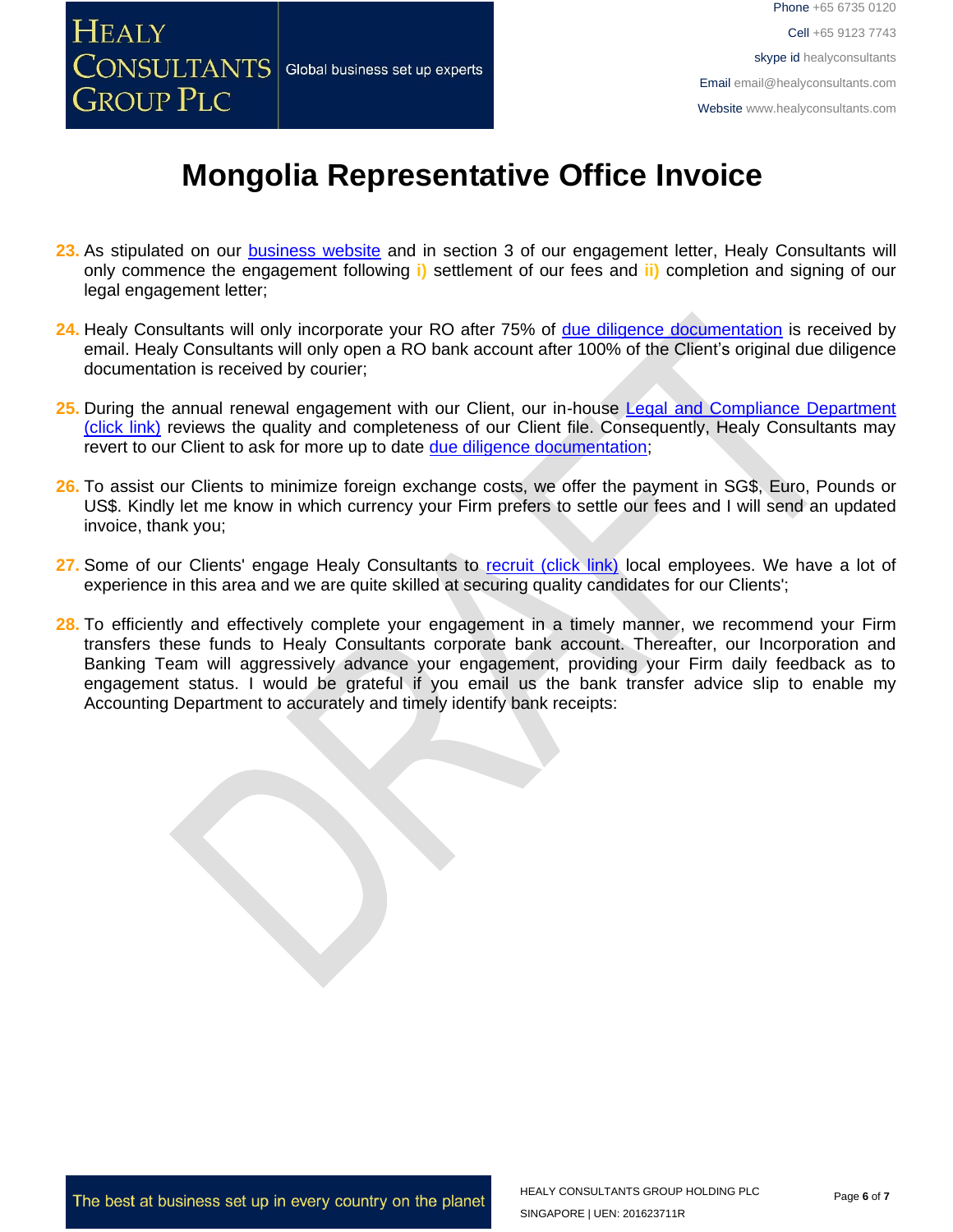# Mongolia Representative Office Invoice

23. As stipulated on our business website and in section 3 of our engagement letter, Healy Consultants will only commence the engagement following **i)** settlement of our fees and **ii)** completion and signing of our legal engagement letter;

24. Healy Consultants will only incorporate your RO after 75% of due diligence documentation is received by email. Healy Consultants will only open a RO bank account after 100% of the Client's original due diligence documentation is received by courier;

25. During the annual renewal engagement with our Client, our in-house Legal and Compliance Department (click link) reviews the quality and completeness of our Client file. Consequently, Healy Consultants may revert to our Client to ask for more up to date due diligence documentation;

26. To assist our Clients to minimize foreign exchange costs, we offer the payment in SG$, Euro, Pounds or US$. Kindly let me know in which currency your Firm prefers to settle our fees and I will send an updated invoice, thank you;

27. Some of our Clients' engage Healy Consultants to recruit (click link) local employees. We have a lot of experience in this area and we are quite skilled at securing quality candidates for our Clients';

28. To efficiently and effectively complete your engagement in a timely manner, we recommend your Firm transfers these funds to Healy Consultants corporate bank account. Thereafter, our Incorporation and Banking Team will aggressively advance your engagement, providing your Firm daily feedback as to engagement status. I would be grateful if you email us the bank transfer advice slip to enable my Accounting Department to accurately and timely identify bank receipts: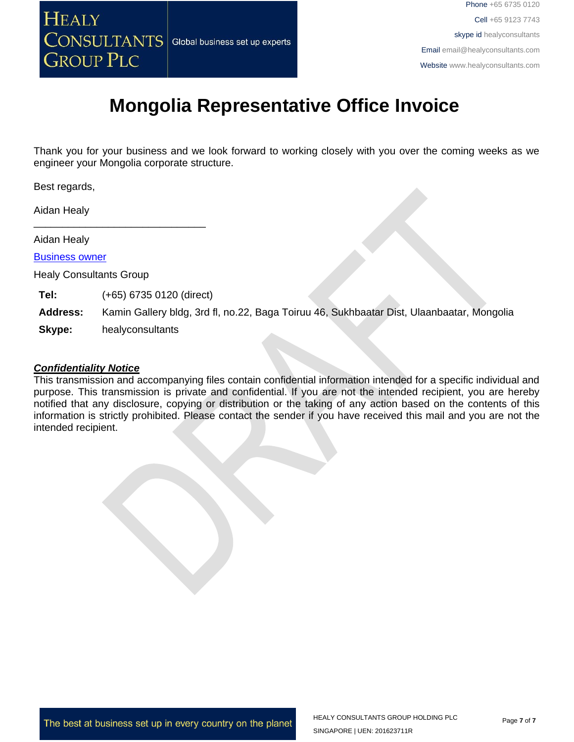# Mongolia Representative Office Invoice

Thank you for your business and we look forward to working closely with you over the coming weeks as we engineer your Mongolia corporate structure.

Best regards,

Aidan Healy

\_\_\_\_\_\_\_\_\_\_\_\_\_\_\_\_\_\_\_\_\_\_\_\_\_\_\_\_\_\_\_\_

Aidan Healy

Business owner

Healy Consultants Group

| | |
|---|---|
| **Tel:** | (+65) 6735 0120 (direct) |
| **Address:** | Kamin Gallery bldg, 3rd fl, no.22, Baga Toiruu 46, Sukhbaatar Dist, Ulaanbaatar, Mongolia |
| **Skype:** | healyconsultants |

***Confidentiality Notice***

This transmission and accompanying files contain confidential information intended for a specific individual and purpose. This transmission is private and confidential. If you are not the intended recipient, you are hereby notified that any disclosure, copying or distribution or the taking of any action based on the contents of this information is strictly prohibited. Please contact the sender if you have received this mail and you are not the intended recipient.